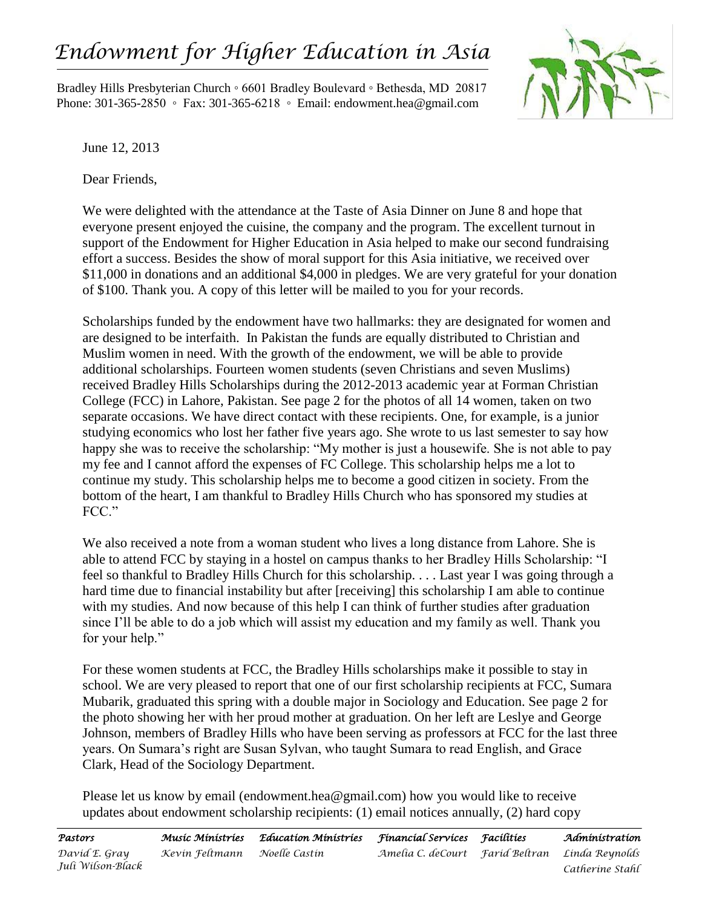# *Endowment for Higher Education in Asia*

Bradley Hills Presbyterian Church ◦ 6601 Bradley Boulevard ◦ Bethesda, MD 20817
Phone: 301-365-2850 ◦ Fax: 301-365-6218 ◦ Email: endowment.hea@gmail.com

June 12, 2013

Dear Friends,

We were delighted with the attendance at the Taste of Asia Dinner on June 8 and hope that everyone present enjoyed the cuisine, the company and the program. The excellent turnout in support of the Endowment for Higher Education in Asia helped to make our second fundraising effort a success. Besides the show of moral support for this Asia initiative, we received over $11,000 in donations and an additional $4,000 in pledges. We are very grateful for your donation of $100. Thank you. A copy of this letter will be mailed to you for your records.

Scholarships funded by the endowment have two hallmarks: they are designated for women and are designed to be interfaith. In Pakistan the funds are equally distributed to Christian and Muslim women in need. With the growth of the endowment, we will be able to provide additional scholarships. Fourteen women students (seven Christians and seven Muslims) received Bradley Hills Scholarships during the 2012-2013 academic year at Forman Christian College (FCC) in Lahore, Pakistan. See page 2 for the photos of all 14 women, taken on two separate occasions. We have direct contact with these recipients. One, for example, is a junior studying economics who lost her father five years ago. She wrote to us last semester to say how happy she was to receive the scholarship: "My mother is just a housewife. She is not able to pay my fee and I cannot afford the expenses of FC College. This scholarship helps me a lot to continue my study. This scholarship helps me to become a good citizen in society. From the bottom of the heart, I am thankful to Bradley Hills Church who has sponsored my studies at FCC."

We also received a note from a woman student who lives a long distance from Lahore. She is able to attend FCC by staying in a hostel on campus thanks to her Bradley Hills Scholarship: "I feel so thankful to Bradley Hills Church for this scholarship. . . . Last year I was going through a hard time due to financial instability but after [receiving] this scholarship I am able to continue with my studies. And now because of this help I can think of further studies after graduation since I'll be able to do a job which will assist my education and my family as well. Thank you for your help."

For these women students at FCC, the Bradley Hills scholarships make it possible to stay in school. We are very pleased to report that one of our first scholarship recipients at FCC, Sumara Mubarik, graduated this spring with a double major in Sociology and Education. See page 2 for the photo showing her with her proud mother at graduation. On her left are Leslye and George Johnson, members of Bradley Hills who have been serving as professors at FCC for the last three years. On Sumara's right are Susan Sylvan, who taught Sumara to read English, and Grace Clark, Head of the Sociology Department.

Please let us know by email (endowment.hea@gmail.com) how you would like to receive updates about endowment scholarship recipients: (1) email notices annually, (2) hard copy

| *Pastors* | *Music Ministries* | *Education Ministries* | *Financial Services* | *Facilities* | *Administration* |
|---|---|---|---|---|---|
| *David E. Gray* | *Kevin Feltmann* | *Noelle Castin* | *Amelia C. deCourt* | *Farid Beltran* | *Linda Reynolds* |
| *Juli Wilson-Black* | | | | | *Catherine Stahl* |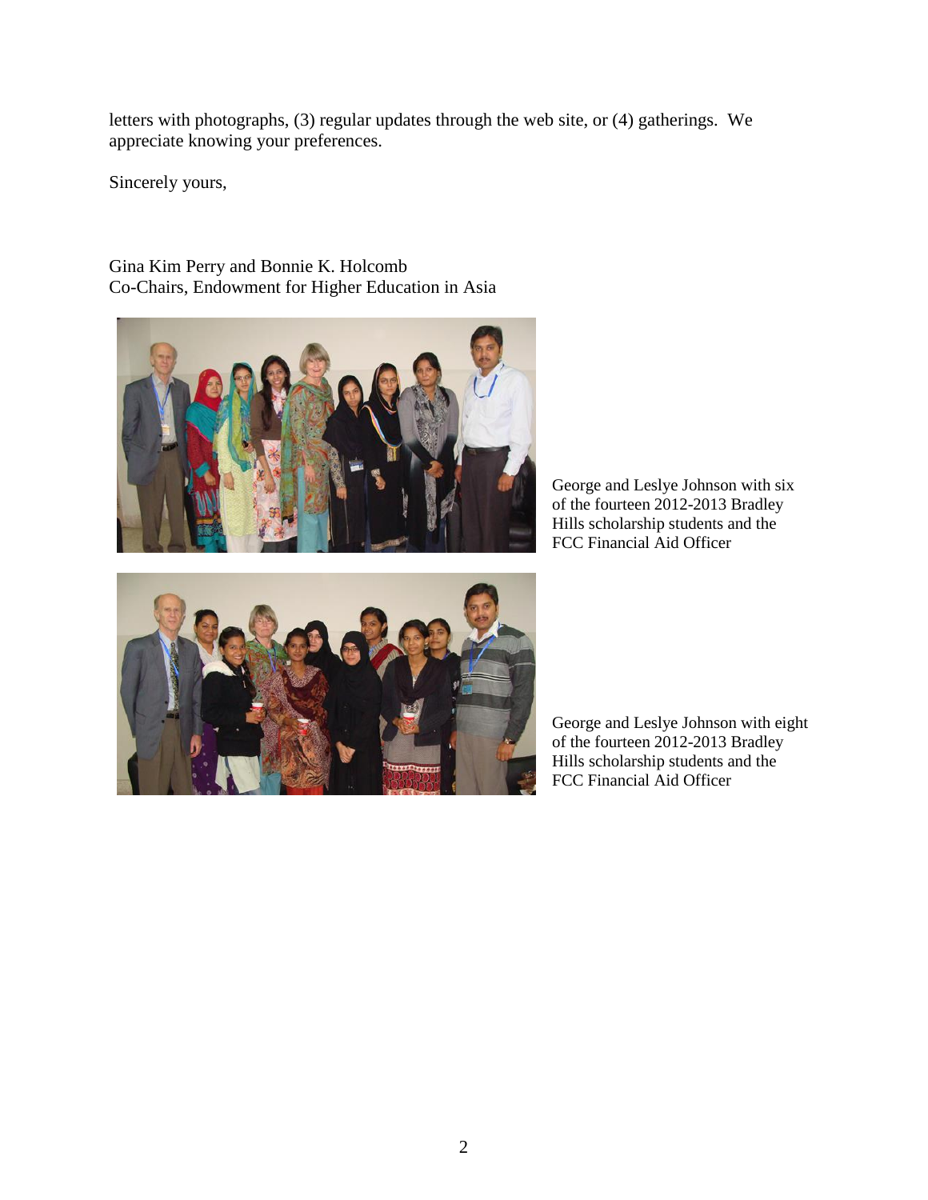letters with photographs, (3) regular updates through the web site, or (4) gatherings. We appreciate knowing your preferences.

Sincerely yours,

Gina Kim Perry and Bonnie K. Holcomb
Co-Chairs, Endowment for Higher Education in Asia

George and Leslye Johnson with six of the fourteen 2012-2013 Bradley Hills scholarship students and the FCC Financial Aid Officer

George and Leslye Johnson with eight of the fourteen 2012-2013 Bradley Hills scholarship students and the FCC Financial Aid Officer